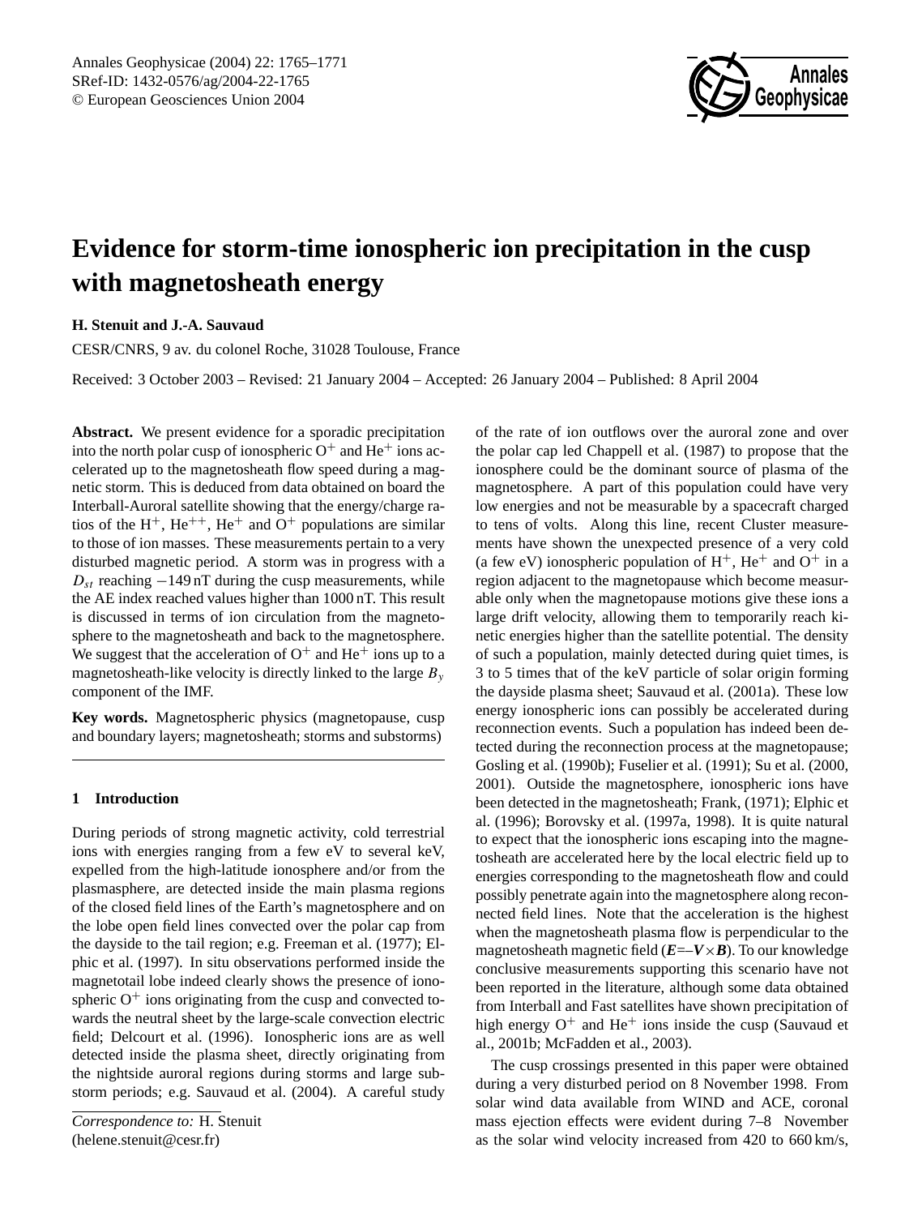# Evidence for storm-time ionospheric ion precipitation in the cusp with magnetosheath energy

**H. Stenuit and J.-A. Sauvaud**

CESR/CNRS, 9 av. du colonel Roche, 31028 Toulouse, France

Received: 3 October 2003 – Revised: 21 January 2004 – Accepted: 26 January 2004 – Published: 8 April 2004

**Abstract.** We present evidence for a sporadic precipitation into the north polar cusp of ionospheric $O^+$ and $He^+$ ions accelerated up to the magnetosheath flow speed during a magnetic storm. This is deduced from data obtained on board the Interball-Auroral satellite showing that the energy/charge ratios of the $H^+$, $He^{++}$, $He^+$ and $O^+$ populations are similar to those of ion masses. These measurements pertain to a very disturbed magnetic period. A storm was in progress with a $D_{st}$ reaching $-149$ nT during the cusp measurements, while the AE index reached values higher than 1000 nT. This result is discussed in terms of ion circulation from the magnetosphere to the magnetosheath and back to the magnetosphere. We suggest that the acceleration of $O^+$ and $He^+$ ions up to a magnetosheath-like velocity is directly linked to the large $B_y$ component of the IMF.

**Key words.** Magnetospheric physics (magnetopause, cusp and boundary layers; magnetosheath; storms and substorms)

## 1 Introduction

During periods of strong magnetic activity, cold terrestrial ions with energies ranging from a few eV to several keV, expelled from the high-latitude ionosphere and/or from the plasmasphere, are detected inside the main plasma regions of the closed field lines of the Earth's magnetosphere and on the lobe open field lines convected over the polar cap from the dayside to the tail region; e.g. Freeman et al. (1977); Elphic et al. (1997). In situ observations performed inside the magnetotail lobe indeed clearly shows the presence of ionospheric $O^+$ ions originating from the cusp and convected towards the neutral sheet by the large-scale convection electric field; Delcourt et al. (1996). Ionospheric ions are as well detected inside the plasma sheet, directly originating from the nightside auroral regions during storms and large substorm periods; e.g. Sauvaud et al. (2004). A careful study of the rate of ion outflows over the auroral zone and over the polar cap led Chappell et al. (1987) to propose that the ionosphere could be the dominant source of plasma of the magnetosphere. A part of this population could have very low energies and not be measurable by a spacecraft charged to tens of volts. Along this line, recent Cluster measurements have shown the unexpected presence of a very cold (a few eV) ionospheric population of $H^+$, $He^+$ and $O^+$ in a region adjacent to the magnetopause which become measurable only when the magnetopause motions give these ions a large drift velocity, allowing them to temporarily reach kinetic energies higher than the satellite potential. The density of such a population, mainly detected during quiet times, is 3 to 5 times that of the keV particle of solar origin forming the dayside plasma sheet; Sauvaud et al. (2001a). These low energy ionospheric ions can possibly be accelerated during reconnection events. Such a population has indeed been detected during the reconnection process at the magnetopause; Gosling et al. (1990b); Fuselier et al. (1991); Su et al. (2000, 2001). Outside the magnetosphere, ionospheric ions have been detected in the magnetosheath; Frank, (1971); Elphic et al. (1996); Borovsky et al. (1997a, 1998). It is quite natural to expect that the ionospheric ions escaping into the magnetosheath are accelerated here by the local electric field up to energies corresponding to the magnetosheath flow and could possibly penetrate again into the magnetosphere along reconnected field lines. Note that the acceleration is the highest when the magnetosheath plasma flow is perpendicular to the magnetosheath magnetic field ($\boldsymbol{E}=-\boldsymbol{V}\times\boldsymbol{B}$). To our knowledge conclusive measurements supporting this scenario have not been reported in the literature, although some data obtained from Interball and Fast satellites have shown precipitation of high energy $O^+$ and $He^+$ ions inside the cusp (Sauvaud et al., 2001b; McFadden et al., 2003).

The cusp crossings presented in this paper were obtained during a very disturbed period on 8 November 1998. From solar wind data available from WIND and ACE, coronal mass ejection effects were evident during 7–8 November as the solar wind velocity increased from 420 to 660 km/s,

*Correspondence to:* H. Stenuit
(helene.stenuit@cesr.fr)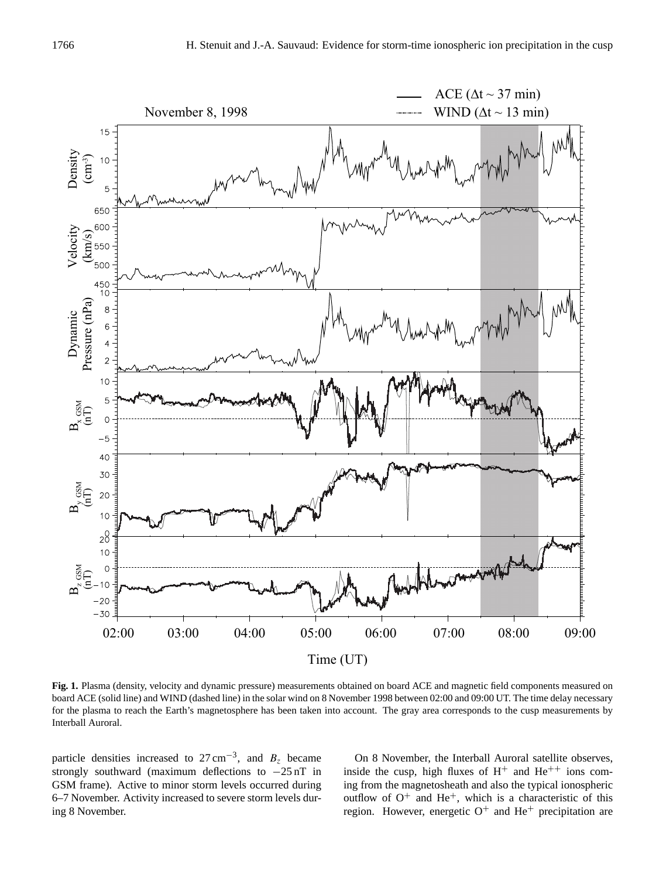November 8, 1998

ACE (Δt ~ 37 min)

WIND (Δt ~ 13 min)

Density (cm$^{-3}$)

Velocity (km/s)

Dynamic Pressure (nPa)

$B_{x\ GSM}$ (nT)

$B_{y\ GSM}$ (nT)

$B_{z\ GSM}$ (nT)

02:00 03:00 04:00 05:00 06:00 07:00 08:00 09:00

Time (UT)

**Fig. 1.** Plasma (density, velocity and dynamic pressure) measurements obtained on board ACE and magnetic field components measured on board ACE (solid line) and WIND (dashed line) in the solar wind on 8 November 1998 between 02:00 and 09:00 UT. The time delay necessary for the plasma to reach the Earth's magnetosphere has been taken into account. The gray area corresponds to the cusp measurements by Interball Auroral.

particle densities increased to $27\,\text{cm}^{-3}$, and $B_z$ became strongly southward (maximum deflections to $-25\,\text{nT}$ in GSM frame). Active to minor storm levels occurred during 6–7 November. Activity increased to severe storm levels during 8 November.

On 8 November, the Interball Auroral satellite observes, inside the cusp, high fluxes of $H^+$ and $He^{++}$ ions coming from the magnetosheath and also the typical ionospheric outflow of $O^+$ and $He^+$, which is a characteristic of this region. However, energetic $O^+$ and $He^+$ precipitation are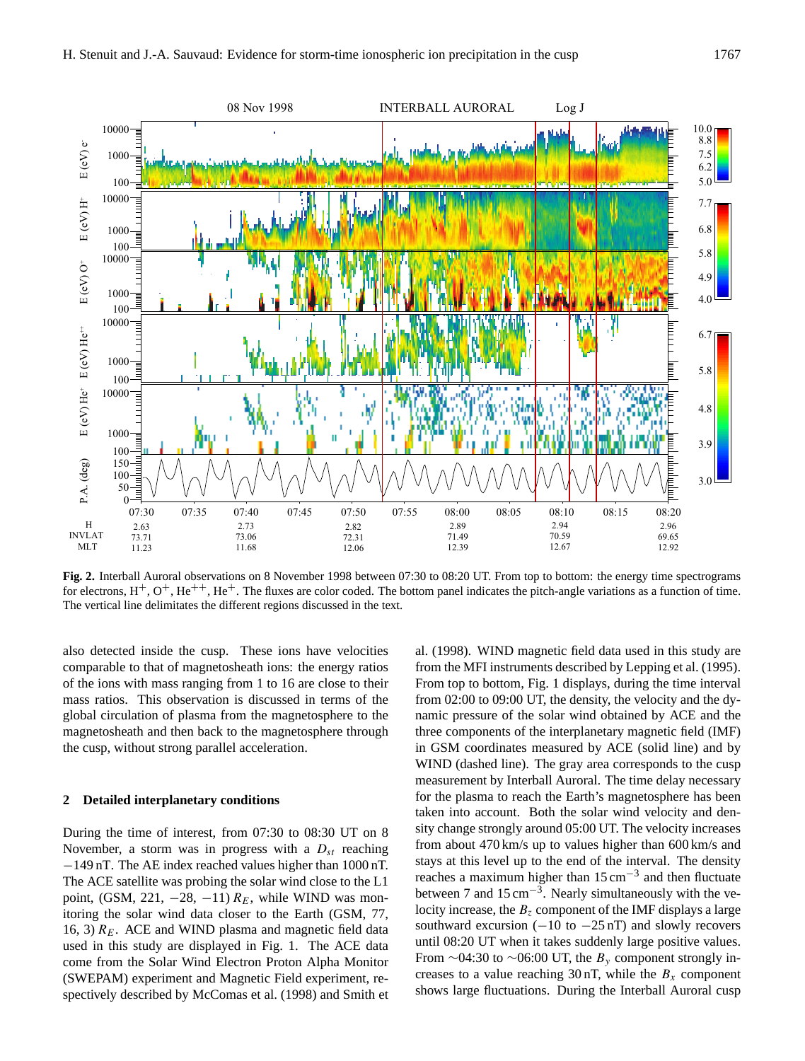08 Nov 1998    INTERBALL AURORAL    Log J

E (eV) e⁻
E (eV) H⁺
E (eV) O⁺
E (eV) He⁺⁺
E (eV) He⁺
P.A. (deg)

10000
1000
100

150
100
50
0

10.0
8.8
7.5
6.2
5.0

7.7
6.8
5.8
4.9
4.0

6.7
5.8
4.8
3.9
3.0

07:30 07:35 07:40 07:45 07:50 07:55 08:00 08:05 08:10 08:15 08:20

H 2.63 2.73 2.82 2.89 2.94 2.96
INVLAT 73.71 73.06 72.31 71.49 70.59 69.65
MLT 11.23 11.68 12.06 12.39 12.67 12.92

**Fig. 2.** Interball Auroral observations on 8 November 1998 between 07:30 to 08:20 UT. From top to bottom: the energy time spectrograms for electrons, $H^+$, $O^+$, $He^{++}$, $He^+$. The fluxes are color coded. The bottom panel indicates the pitch-angle variations as a function of time. The vertical line delimitates the different regions discussed in the text.

also detected inside the cusp. These ions have velocities comparable to that of magnetosheath ions: the energy ratios of the ions with mass ranging from 1 to 16 are close to their mass ratios. This observation is discussed in terms of the global circulation of plasma from the magnetosphere to the magnetosheath and then back to the magnetosphere through the cusp, without strong parallel acceleration.

## 2 Detailed interplanetary conditions

During the time of interest, from 07:30 to 08:30 UT on 8 November, a storm was in progress with a $D_{st}$ reaching $-149$ nT. The AE index reached values higher than 1000 nT. The ACE satellite was probing the solar wind close to the L1 point, (GSM, 221, $-28$, $-11$) $R_E$, while WIND was monitoring the solar wind data closer to the Earth (GSM, 77, 16, 3) $R_E$. ACE and WIND plasma and magnetic field data used in this study are displayed in Fig. 1. The ACE data come from the Solar Wind Electron Proton Alpha Monitor (SWEPAM) experiment and Magnetic Field experiment, respectively described by McComas et al. (1998) and Smith et al. (1998). WIND magnetic field data used in this study are from the MFI instruments described by Lepping et al. (1995). From top to bottom, Fig. 1 displays, during the time interval from 02:00 to 09:00 UT, the density, the velocity and the dynamic pressure of the solar wind obtained by ACE and the three components of the interplanetary magnetic field (IMF) in GSM coordinates measured by ACE (solid line) and by WIND (dashed line). The gray area corresponds to the cusp measurement by Interball Auroral. The time delay necessary for the plasma to reach the Earth's magnetosphere has been taken into account. Both the solar wind velocity and density change strongly around 05:00 UT. The velocity increases from about 470 km/s up to values higher than 600 km/s and stays at this level up to the end of the interval. The density reaches a maximum higher than 15 $\text{cm}^{-3}$ and then fluctuate between 7 and 15 $\text{cm}^{-3}$. Nearly simultaneously with the velocity increase, the $B_z$ component of the IMF displays a large southward excursion ($-10$ to $-25$ nT) and slowly recovers until 08:20 UT when it takes suddenly large positive values. From ~04:30 to ~06:00 UT, the $B_y$ component strongly increases to a value reaching 30 nT, while the $B_x$ component shows large fluctuations. During the Interball Auroral cusp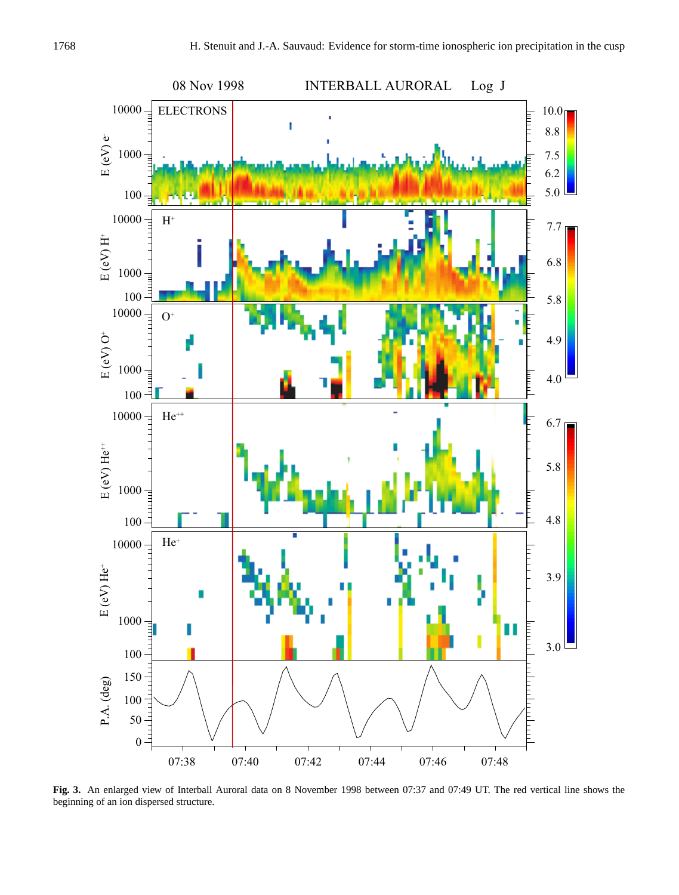08 Nov 1998

INTERBALL AURORAL

Log J

ELECTRONS

E (eV) e⁻

10000

1000

100

10.0

8.8

7.5

6.2

5.0

$H^+$

E (eV) $H^+$

10000

1000

100

7.7

6.8

5.8

4.9

4.0

$O^+$

E (eV) $O^+$

10000

1000

100

$He^{++}$

E (eV) $He^{++}$

10000

1000

100

6.7

5.8

4.8

3.9

3.0

$He^+$

E (eV) $He^+$

10000

1000

100

P.A. (deg)

150

100

50

0

07:38

07:40

07:42

07:44

07:46

07:48

**Fig. 3.** An enlarged view of Interball Auroral data on 8 November 1998 between 07:37 and 07:49 UT. The red vertical line shows the beginning of an ion dispersed structure.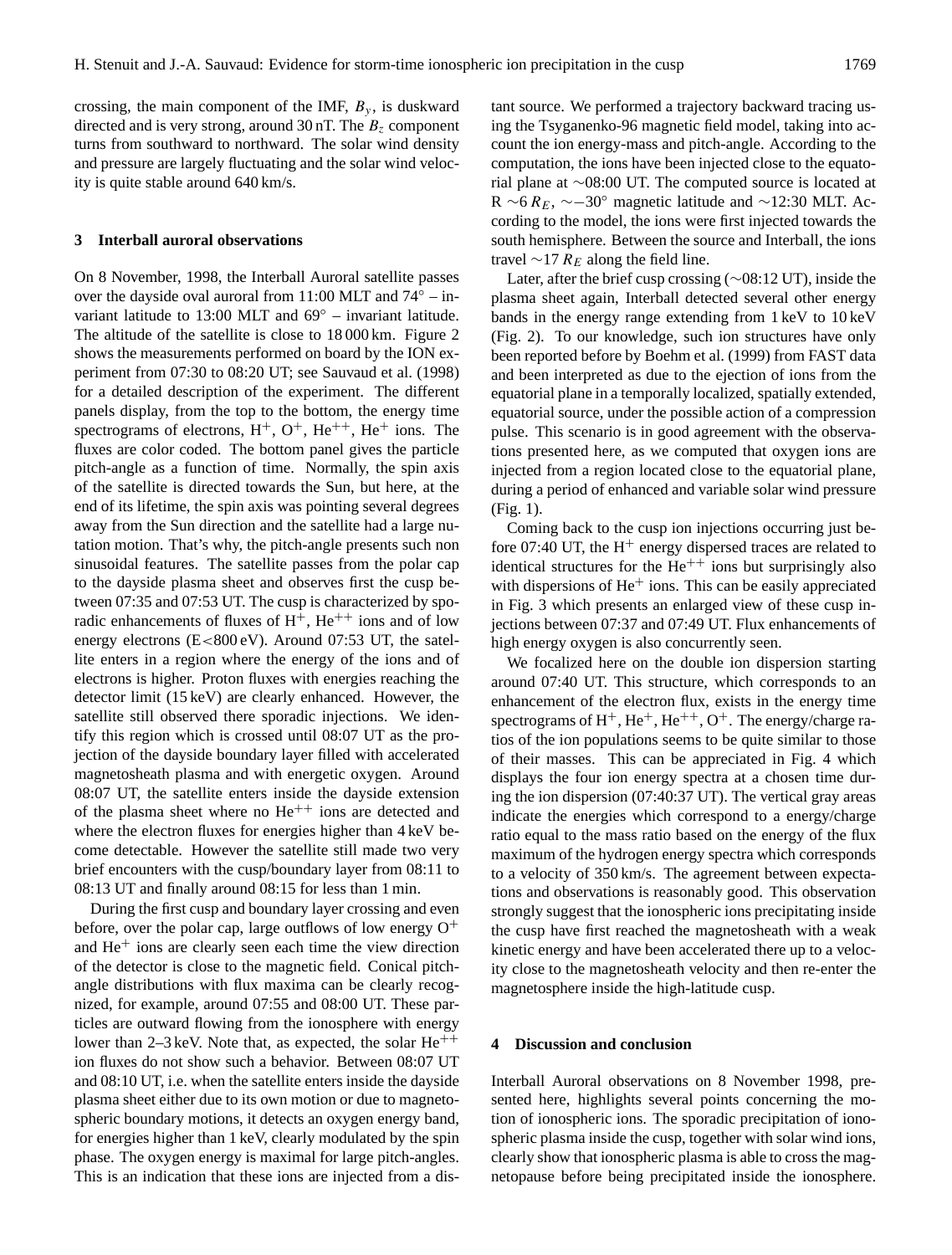crossing, the main component of the IMF, $B_y$, is duskward directed and is very strong, around 30 nT. The $B_z$ component turns from southward to northward. The solar wind density and pressure are largely fluctuating and the solar wind velocity is quite stable around 640 km/s.

## 3 Interball auroral observations

On 8 November, 1998, the Interball Auroral satellite passes over the dayside oval auroral from 11:00 MLT and 74° – invariant latitude to 13:00 MLT and 69° – invariant latitude. The altitude of the satellite is close to 18 000 km. Figure 2 shows the measurements performed on board by the ION experiment from 07:30 to 08:20 UT; see Sauvaud et al. (1998) for a detailed description of the experiment. The different panels display, from the top to the bottom, the energy time spectrograms of electrons, $H^+$, $O^+$, $He^{++}$, $He^+$ ions. The fluxes are color coded. The bottom panel gives the particle pitch-angle as a function of time. Normally, the spin axis of the satellite is directed towards the Sun, but here, at the end of its lifetime, the spin axis was pointing several degrees away from the Sun direction and the satellite had a large nutation motion. That's why, the pitch-angle presents such non sinusoidal features. The satellite passes from the polar cap to the dayside plasma sheet and observes first the cusp between 07:35 and 07:53 UT. The cusp is characterized by sporadic enhancements of fluxes of $H^+$, $He^{++}$ ions and of low energy electrons (E<800 eV). Around 07:53 UT, the satellite enters in a region where the energy of the ions and of electrons is higher. Proton fluxes with energies reaching the detector limit (15 keV) are clearly enhanced. However, the satellite still observed there sporadic injections. We identify this region which is crossed until 08:07 UT as the projection of the dayside boundary layer filled with accelerated magnetosheath plasma and with energetic oxygen. Around 08:07 UT, the satellite enters inside the dayside extension of the plasma sheet where no $He^{++}$ ions are detected and where the electron fluxes for energies higher than 4 keV become detectable. However the satellite still made two very brief encounters with the cusp/boundary layer from 08:11 to 08:13 UT and finally around 08:15 for less than 1 min.

During the first cusp and boundary layer crossing and even before, over the polar cap, large outflows of low energy $O^+$ and $He^+$ ions are clearly seen each time the view direction of the detector is close to the magnetic field. Conical pitch-angle distributions with flux maxima can be clearly recognized, for example, around 07:55 and 08:00 UT. These particles are outward flowing from the ionosphere with energy lower than 2–3 keV. Note that, as expected, the solar $He^{++}$ ion fluxes do not show such a behavior. Between 08:07 UT and 08:10 UT, i.e. when the satellite enters inside the dayside plasma sheet either due to its own motion or due to magnetospheric boundary motions, it detects an oxygen energy band, for energies higher than 1 keV, clearly modulated by the spin phase. The oxygen energy is maximal for large pitch-angles. This is an indication that these ions are injected from a distant source. We performed a trajectory backward tracing using the Tsyganenko-96 magnetic field model, taking into account the ion energy-mass and pitch-angle. According to the computation, the ions have been injected close to the equatorial plane at ~08:00 UT. The computed source is located at R ~6 $R_E$, ~−30° magnetic latitude and ~12:30 MLT. According to the model, the ions were first injected towards the south hemisphere. Between the source and Interball, the ions travel ~17 $R_E$ along the field line.

Later, after the brief cusp crossing (~08:12 UT), inside the plasma sheet again, Interball detected several other energy bands in the energy range extending from 1 keV to 10 keV (Fig. 2). To our knowledge, such ion structures have only been reported before by Boehm et al. (1999) from FAST data and been interpreted as due to the ejection of ions from the equatorial plane in a temporally localized, spatially extended, equatorial source, under the possible action of a compression pulse. This scenario is in good agreement with the observations presented here, as we computed that oxygen ions are injected from a region located close to the equatorial plane, during a period of enhanced and variable solar wind pressure (Fig. 1).

Coming back to the cusp ion injections occurring just before 07:40 UT, the $H^+$ energy dispersed traces are related to identical structures for the $He^{++}$ ions but surprisingly also with dispersions of $He^+$ ions. This can be easily appreciated in Fig. 3 which presents an enlarged view of these cusp injections between 07:37 and 07:49 UT. Flux enhancements of high energy oxygen is also concurrently seen.

We focalized here on the double ion dispersion starting around 07:40 UT. This structure, which corresponds to an enhancement of the electron flux, exists in the energy time spectrograms of $H^+$, $He^+$, $He^{++}$, $O^+$. The energy/charge ratios of the ion populations seems to be quite similar to those of their masses. This can be appreciated in Fig. 4 which displays the four ion energy spectra at a chosen time during the ion dispersion (07:40:37 UT). The vertical gray areas indicate the energies which correspond to a energy/charge ratio equal to the mass ratio based on the energy of the flux maximum of the hydrogen energy spectra which corresponds to a velocity of 350 km/s. The agreement between expectations and observations is reasonably good. This observation strongly suggest that the ionospheric ions precipitating inside the cusp have first reached the magnetosheath with a weak kinetic energy and have been accelerated there up to a velocity close to the magnetosheath velocity and then re-enter the magnetosphere inside the high-latitude cusp.

## 4 Discussion and conclusion

Interball Auroral observations on 8 November 1998, presented here, highlights several points concerning the motion of ionospheric ions. The sporadic precipitation of ionospheric plasma inside the cusp, together with solar wind ions, clearly show that ionospheric plasma is able to cross the magnetopause before being precipitated inside the ionosphere.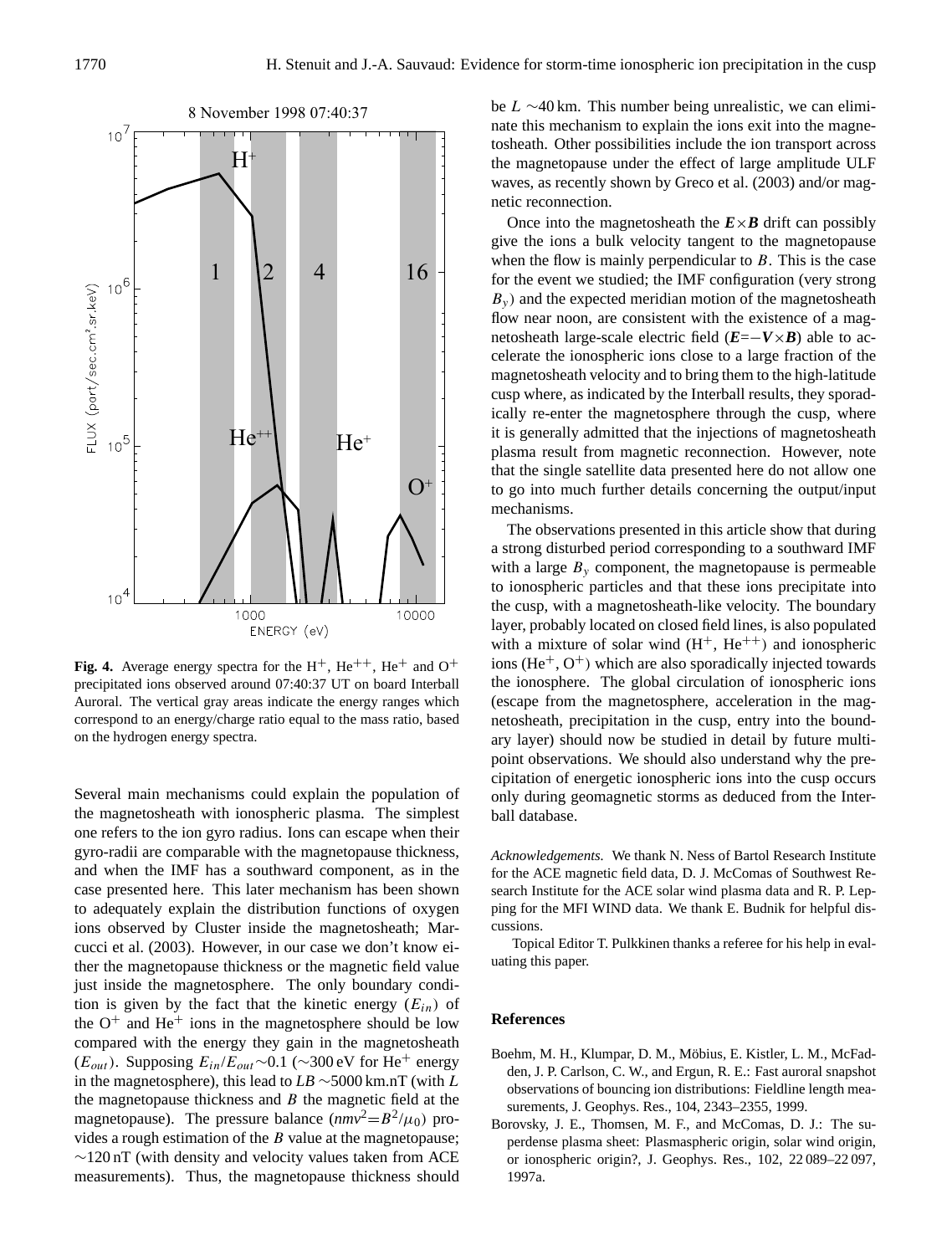8 November 1998 07:40:37

H+

1

2

4

16

He++

He+

O+

FLUX (part/sec.cm².sr.keV)

10⁷

10⁶

10⁵

10⁴

1000

10000

ENERGY (eV)

**Fig. 4.** Average energy spectra for the $H^+$, $He^{++}$, $He^+$ and $O^+$ precipitated ions observed around 07:40:37 UT on board Interball Auroral. The vertical gray areas indicate the energy ranges which correspond to an energy/charge ratio equal to the mass ratio, based on the hydrogen energy spectra.

Several main mechanisms could explain the population of the magnetosheath with ionospheric plasma. The simplest one refers to the ion gyro radius. Ions can escape when their gyro-radii are comparable with the magnetopause thickness, and when the IMF has a southward component, as in the case presented here. This later mechanism has been shown to adequately explain the distribution functions of oxygen ions observed by Cluster inside the magnetosheath; Marcucci et al. (2003). However, in our case we don't know either the magnetopause thickness or the magnetic field value just inside the magnetosphere. The only boundary condition is given by the fact that the kinetic energy ($E_{in}$) of the $O^+$ and $He^+$ ions in the magnetosphere should be low compared with the energy they gain in the magnetosheath ($E_{out}$). Supposing $E_{in}/E_{out}$~0.1 (~300 eV for $He^+$ energy in the magnetosphere), this lead to $LB$ ~5000 km.nT (with $L$ the magnetopause thickness and $B$ the magnetic field at the magnetopause). The pressure balance ($nmv^2=B^2/\mu_0$) provides a rough estimation of the $B$ value at the magnetopause; ~120 nT (with density and velocity values taken from ACE measurements). Thus, the magnetopause thickness should be $L$ ~40 km. This number being unrealistic, we can eliminate this mechanism to explain the ions exit into the magnetosheath. Other possibilities include the ion transport across the magnetopause under the effect of large amplitude ULF waves, as recently shown by Greco et al. (2003) and/or magnetic reconnection.

Once into the magnetosheath the $\boldsymbol{E}\times\boldsymbol{B}$ drift can possibly give the ions a bulk velocity tangent to the magnetopause when the flow is mainly perpendicular to $B$. This is the case for the event we studied; the IMF configuration (very strong $B_y$) and the expected meridian motion of the magnetosheath flow near noon, are consistent with the existence of a magnetosheath large-scale electric field ($\boldsymbol{E}=-\boldsymbol{V}\times\boldsymbol{B}$) able to accelerate the ionospheric ions close to a large fraction of the magnetosheath velocity and to bring them to the high-latitude cusp where, as indicated by the Interball results, they sporadically re-enter the magnetosphere through the cusp, where it is generally admitted that the injections of magnetosheath plasma result from magnetic reconnection. However, note that the single satellite data presented here do not allow one to go into much further details concerning the output/input mechanisms.

The observations presented in this article show that during a strong disturbed period corresponding to a southward IMF with a large $B_y$ component, the magnetopause is permeable to ionospheric particles and that these ions precipitate into the cusp, with a magnetosheath-like velocity. The boundary layer, probably located on closed field lines, is also populated with a mixture of solar wind ($H^+$, $He^{++}$) and ionospheric ions ($He^+$, $O^+$) which are also sporadically injected towards the ionosphere. The global circulation of ionospheric ions (escape from the magnetosphere, acceleration in the magnetosheath, precipitation in the cusp, entry into the boundary layer) should now be studied in detail by future multipoint observations. We should also understand why the precipitation of energetic ionospheric ions into the cusp occurs only during geomagnetic storms as deduced from the Interball database.

*Acknowledgements.* We thank N. Ness of Bartol Research Institute for the ACE magnetic field data, D. J. McComas of Southwest Research Institute for the ACE solar wind plasma data and R. P. Lepping for the MFI WIND data. We thank E. Budnik for helpful discussions.

Topical Editor T. Pulkkinen thanks a referee for his help in evaluating this paper.

## References

Boehm, M. H., Klumpar, D. M., Möbius, E. Kistler, L. M., McFadden, J. P. Carlson, C. W., and Ergun, R. E.: Fast auroral snapshot observations of bouncing ion distributions: Fieldline length measurements, J. Geophys. Res., 104, 2343–2355, 1999.

Borovsky, J. E., Thomsen, M. F., and McComas, D. J.: The superdense plasma sheet: Plasmaspheric origin, solar wind origin, or ionospheric origin?, J. Geophys. Res., 102, 22 089–22 097, 1997a.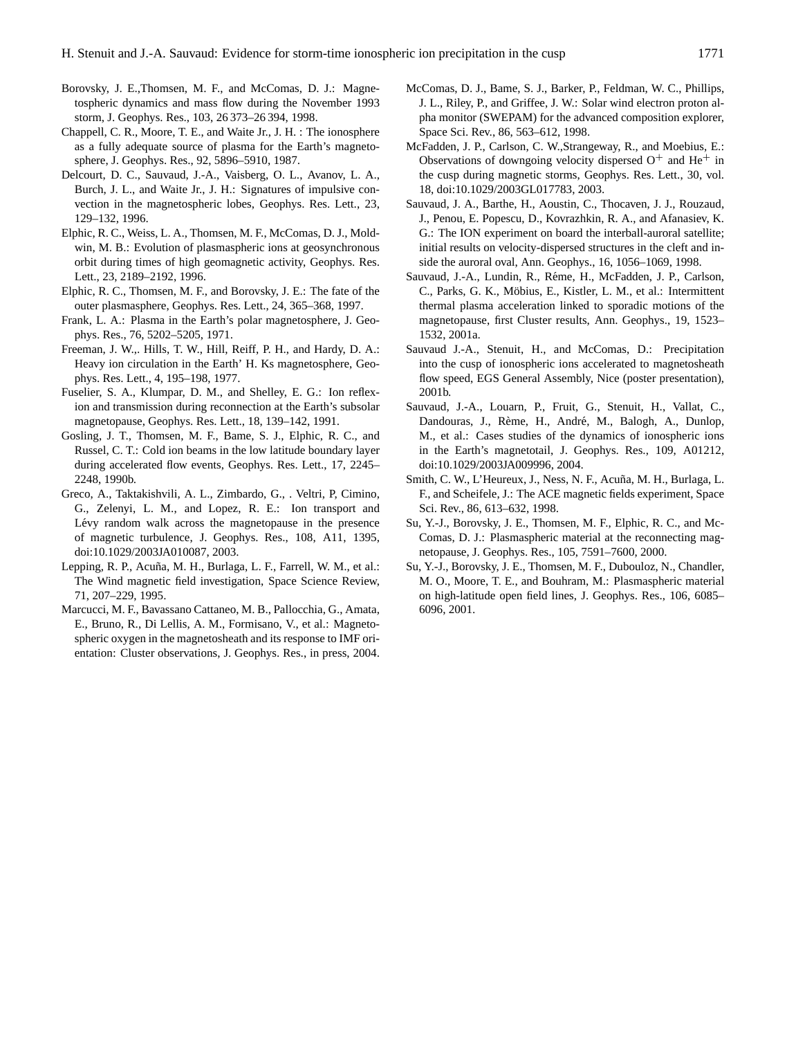Borovsky, J. E.,Thomsen, M. F., and McComas, D. J.: Magnetospheric dynamics and mass flow during the November 1993 storm, J. Geophys. Res., 103, 26 373–26 394, 1998.

Chappell, C. R., Moore, T. E., and Waite Jr., J. H. : The ionosphere as a fully adequate source of plasma for the Earth's magnetosphere, J. Geophys. Res., 92, 5896–5910, 1987.

Delcourt, D. C., Sauvaud, J.-A., Vaisberg, O. L., Avanov, L. A., Burch, J. L., and Waite Jr., J. H.: Signatures of impulsive convection in the magnetospheric lobes, Geophys. Res. Lett., 23, 129–132, 1996.

Elphic, R. C., Weiss, L. A., Thomsen, M. F., McComas, D. J., Moldwin, M. B.: Evolution of plasmaspheric ions at geosynchronous orbit during times of high geomagnetic activity, Geophys. Res. Lett., 23, 2189–2192, 1996.

Elphic, R. C., Thomsen, M. F., and Borovsky, J. E.: The fate of the outer plasmasphere, Geophys. Res. Lett., 24, 365–368, 1997.

Frank, L. A.: Plasma in the Earth's polar magnetosphere, J. Geophys. Res., 76, 5202–5205, 1971.

Freeman, J. W.,. Hills, T. W., Hill, Reiff, P. H., and Hardy, D. A.: Heavy ion circulation in the Earth' H. Ks magnetosphere, Geophys. Res. Lett., 4, 195–198, 1977.

Fuselier, S. A., Klumpar, D. M., and Shelley, E. G.: Ion reflexion and transmission during reconnection at the Earth's subsolar magnetopause, Geophys. Res. Lett., 18, 139–142, 1991.

Gosling, J. T., Thomsen, M. F., Bame, S. J., Elphic, R. C., and Russel, C. T.: Cold ion beams in the low latitude boundary layer during accelerated flow events, Geophys. Res. Lett., 17, 2245–2248, 1990b.

Greco, A., Taktakishvili, A. L., Zimbardo, G., . Veltri, P, Cimino, G., Zelenyi, L. M., and Lopez, R. E.: Ion transport and Lévy random walk across the magnetopause in the presence of magnetic turbulence, J. Geophys. Res., 108, A11, 1395, doi:10.1029/2003JA010087, 2003.

Lepping, R. P., Acuña, M. H., Burlaga, L. F., Farrell, W. M., et al.: The Wind magnetic field investigation, Space Science Review, 71, 207–229, 1995.

Marcucci, M. F., Bavassano Cattaneo, M. B., Pallocchia, G., Amata, E., Bruno, R., Di Lellis, A. M., Formisano, V., et al.: Magnetospheric oxygen in the magnetosheath and its response to IMF orientation: Cluster observations, J. Geophys. Res., in press, 2004.

McComas, D. J., Bame, S. J., Barker, P., Feldman, W. C., Phillips, J. L., Riley, P., and Griffee, J. W.: Solar wind electron proton alpha monitor (SWEPAM) for the advanced composition explorer, Space Sci. Rev., 86, 563–612, 1998.

McFadden, J. P., Carlson, C. W.,Strangeway, R., and Moebius, E.: Observations of downgoing velocity dispersed $O^+$ and $He^+$ in the cusp during magnetic storms, Geophys. Res. Lett., 30, vol. 18, doi:10.1029/2003GL017783, 2003.

Sauvaud, J. A., Barthe, H., Aoustin, C., Thocaven, J. J., Rouzaud, J., Penou, E. Popescu, D., Kovrazhkin, R. A., and Afanasiev, K. G.: The ION experiment on board the interball-auroral satellite; initial results on velocity-dispersed structures in the cleft and inside the auroral oval, Ann. Geophys., 16, 1056–1069, 1998.

Sauvaud, J.-A., Lundin, R., Réme, H., McFadden, J. P., Carlson, C., Parks, G. K., Möbius, E., Kistler, L. M., et al.: Intermittent thermal plasma acceleration linked to sporadic motions of the magnetopause, first Cluster results, Ann. Geophys., 19, 1523–1532, 2001a.

Sauvaud J.-A., Stenuit, H., and McComas, D.: Precipitation into the cusp of ionospheric ions accelerated to magnetosheath flow speed, EGS General Assembly, Nice (poster presentation), 2001b.

Sauvaud, J.-A., Louarn, P., Fruit, G., Stenuit, H., Vallat, C., Dandouras, J., Rème, H., André, M., Balogh, A., Dunlop, M., et al.: Cases studies of the dynamics of ionospheric ions in the Earth's magnetotail, J. Geophys. Res., 109, A01212, doi:10.1029/2003JA009996, 2004.

Smith, C. W., L'Heureux, J., Ness, N. F., Acuña, M. H., Burlaga, L. F., and Scheifele, J.: The ACE magnetic fields experiment, Space Sci. Rev., 86, 613–632, 1998.

Su, Y.-J., Borovsky, J. E., Thomsen, M. F., Elphic, R. C., and McComas, D. J.: Plasmaspheric material at the reconnecting magnetopause, J. Geophys. Res., 105, 7591–7600, 2000.

Su, Y.-J., Borovsky, J. E., Thomsen, M. F., Dubouloz, N., Chandler, M. O., Moore, T. E., and Bouhram, M.: Plasmaspheric material on high-latitude open field lines, J. Geophys. Res., 106, 6085–6096, 2001.